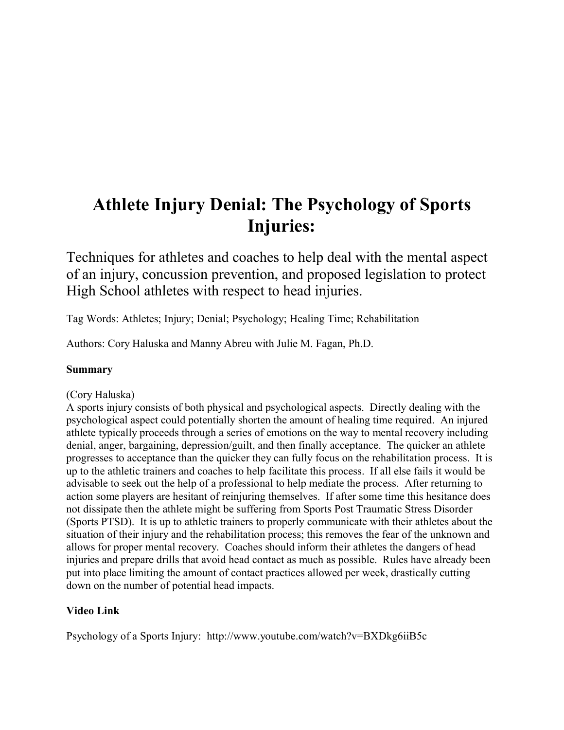# Athlete Injury Denial: The Psychology of Sports Injuries:

## Techniques for athletes and coaches to help deal with the mental aspect of an injury, concussion prevention, and proposed legislation to protect High School athletes with respect to head injuries.

Tag Words: Athletes; Injury; Denial; Psychology; Healing Time; Rehabilitation

Authors: Cory Haluska and Manny Abreu with Julie M. Fagan, Ph.D.

**Summary**

(Cory Haluska)
A sports injury consists of both physical and psychological aspects. Directly dealing with the psychological aspect could potentially shorten the amount of healing time required. An injured athlete typically proceeds through a series of emotions on the way to mental recovery including denial, anger, bargaining, depression/guilt, and then finally acceptance. The quicker an athlete progresses to acceptance than the quicker they can fully focus on the rehabilitation process. It is up to the athletic trainers and coaches to help facilitate this process. If all else fails it would be advisable to seek out the help of a professional to help mediate the process. After returning to action some players are hesitant of reinjuring themselves. If after some time this hesitance does not dissipate then the athlete might be suffering from Sports Post Traumatic Stress Disorder (Sports PTSD). It is up to athletic trainers to properly communicate with their athletes about the situation of their injury and the rehabilitation process; this removes the fear of the unknown and allows for proper mental recovery. Coaches should inform their athletes the dangers of head injuries and prepare drills that avoid head contact as much as possible. Rules have already been put into place limiting the amount of contact practices allowed per week, drastically cutting down on the number of potential head impacts.

**Video Link**

Psychology of a Sports Injury: http://www.youtube.com/watch?v=BXDkg6iiB5c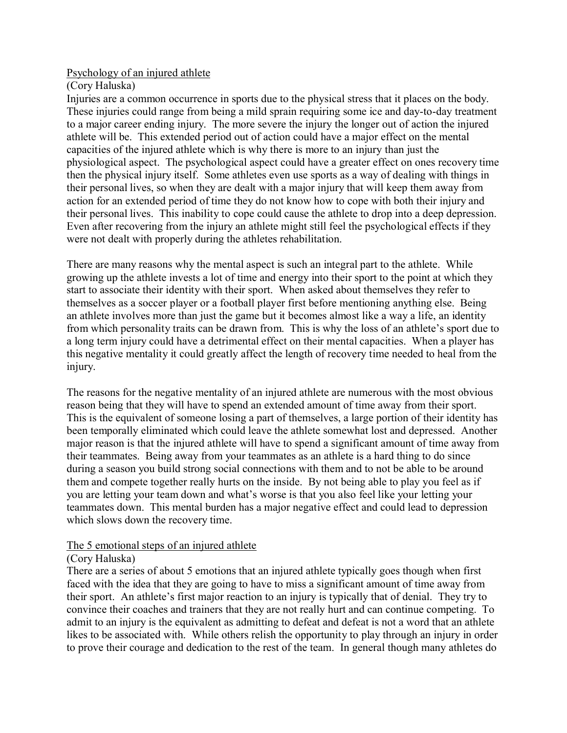## Psychology of an injured athlete

(Cory Haluska)

Injuries are a common occurrence in sports due to the physical stress that it places on the body. These injuries could range from being a mild sprain requiring some ice and day-to-day treatment to a major career ending injury. The more severe the injury the longer out of action the injured athlete will be. This extended period out of action could have a major effect on the mental capacities of the injured athlete which is why there is more to an injury than just the physiological aspect. The psychological aspect could have a greater effect on ones recovery time then the physical injury itself. Some athletes even use sports as a way of dealing with things in their personal lives, so when they are dealt with a major injury that will keep them away from action for an extended period of time they do not know how to cope with both their injury and their personal lives. This inability to cope could cause the athlete to drop into a deep depression. Even after recovering from the injury an athlete might still feel the psychological effects if they were not dealt with properly during the athletes rehabilitation.

There are many reasons why the mental aspect is such an integral part to the athlete. While growing up the athlete invests a lot of time and energy into their sport to the point at which they start to associate their identity with their sport. When asked about themselves they refer to themselves as a soccer player or a football player first before mentioning anything else. Being an athlete involves more than just the game but it becomes almost like a way a life, an identity from which personality traits can be drawn from. This is why the loss of an athlete's sport due to a long term injury could have a detrimental effect on their mental capacities. When a player has this negative mentality it could greatly affect the length of recovery time needed to heal from the injury.

The reasons for the negative mentality of an injured athlete are numerous with the most obvious reason being that they will have to spend an extended amount of time away from their sport. This is the equivalent of someone losing a part of themselves, a large portion of their identity has been temporally eliminated which could leave the athlete somewhat lost and depressed. Another major reason is that the injured athlete will have to spend a significant amount of time away from their teammates. Being away from your teammates as an athlete is a hard thing to do since during a season you build strong social connections with them and to not be able to be around them and compete together really hurts on the inside. By not being able to play you feel as if you are letting your team down and what's worse is that you also feel like your letting your teammates down. This mental burden has a major negative effect and could lead to depression which slows down the recovery time.

## The 5 emotional steps of an injured athlete

(Cory Haluska)

There are a series of about 5 emotions that an injured athlete typically goes though when first faced with the idea that they are going to have to miss a significant amount of time away from their sport. An athlete's first major reaction to an injury is typically that of denial. They try to convince their coaches and trainers that they are not really hurt and can continue competing. To admit to an injury is the equivalent as admitting to defeat and defeat is not a word that an athlete likes to be associated with. While others relish the opportunity to play through an injury in order to prove their courage and dedication to the rest of the team. In general though many athletes do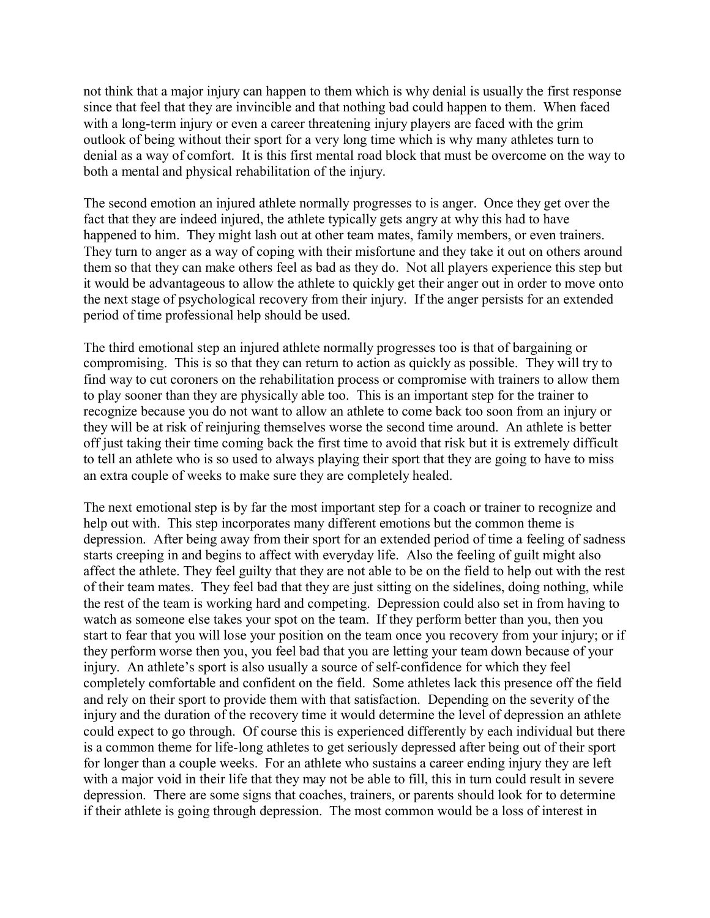not think that a major injury can happen to them which is why denial is usually the first response since that feel that they are invincible and that nothing bad could happen to them. When faced with a long-term injury or even a career threatening injury players are faced with the grim outlook of being without their sport for a very long time which is why many athletes turn to denial as a way of comfort. It is this first mental road block that must be overcome on the way to both a mental and physical rehabilitation of the injury.

The second emotion an injured athlete normally progresses to is anger. Once they get over the fact that they are indeed injured, the athlete typically gets angry at why this had to have happened to him. They might lash out at other team mates, family members, or even trainers. They turn to anger as a way of coping with their misfortune and they take it out on others around them so that they can make others feel as bad as they do. Not all players experience this step but it would be advantageous to allow the athlete to quickly get their anger out in order to move onto the next stage of psychological recovery from their injury. If the anger persists for an extended period of time professional help should be used.

The third emotional step an injured athlete normally progresses too is that of bargaining or compromising. This is so that they can return to action as quickly as possible. They will try to find way to cut coroners on the rehabilitation process or compromise with trainers to allow them to play sooner than they are physically able too. This is an important step for the trainer to recognize because you do not want to allow an athlete to come back too soon from an injury or they will be at risk of reinjuring themselves worse the second time around. An athlete is better off just taking their time coming back the first time to avoid that risk but it is extremely difficult to tell an athlete who is so used to always playing their sport that they are going to have to miss an extra couple of weeks to make sure they are completely healed.

The next emotional step is by far the most important step for a coach or trainer to recognize and help out with. This step incorporates many different emotions but the common theme is depression. After being away from their sport for an extended period of time a feeling of sadness starts creeping in and begins to affect with everyday life. Also the feeling of guilt might also affect the athlete. They feel guilty that they are not able to be on the field to help out with the rest of their team mates. They feel bad that they are just sitting on the sidelines, doing nothing, while the rest of the team is working hard and competing. Depression could also set in from having to watch as someone else takes your spot on the team. If they perform better than you, then you start to fear that you will lose your position on the team once you recovery from your injury; or if they perform worse then you, you feel bad that you are letting your team down because of your injury. An athlete's sport is also usually a source of self-confidence for which they feel completely comfortable and confident on the field. Some athletes lack this presence off the field and rely on their sport to provide them with that satisfaction. Depending on the severity of the injury and the duration of the recovery time it would determine the level of depression an athlete could expect to go through. Of course this is experienced differently by each individual but there is a common theme for life-long athletes to get seriously depressed after being out of their sport for longer than a couple weeks. For an athlete who sustains a career ending injury they are left with a major void in their life that they may not be able to fill, this in turn could result in severe depression. There are some signs that coaches, trainers, or parents should look for to determine if their athlete is going through depression. The most common would be a loss of interest in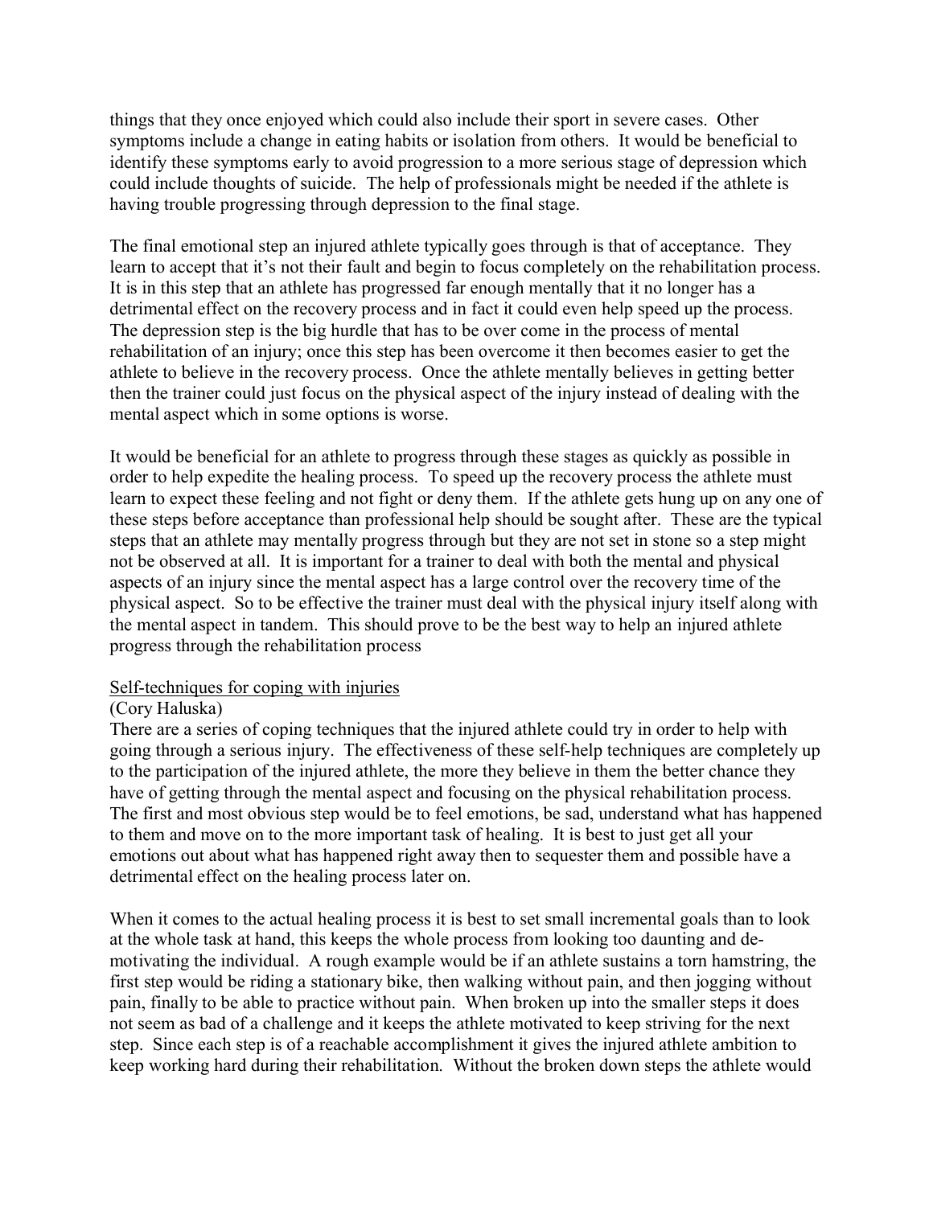things that they once enjoyed which could also include their sport in severe cases. Other symptoms include a change in eating habits or isolation from others. It would be beneficial to identify these symptoms early to avoid progression to a more serious stage of depression which could include thoughts of suicide. The help of professionals might be needed if the athlete is having trouble progressing through depression to the final stage.

The final emotional step an injured athlete typically goes through is that of acceptance. They learn to accept that it's not their fault and begin to focus completely on the rehabilitation process. It is in this step that an athlete has progressed far enough mentally that it no longer has a detrimental effect on the recovery process and in fact it could even help speed up the process. The depression step is the big hurdle that has to be over come in the process of mental rehabilitation of an injury; once this step has been overcome it then becomes easier to get the athlete to believe in the recovery process. Once the athlete mentally believes in getting better then the trainer could just focus on the physical aspect of the injury instead of dealing with the mental aspect which in some options is worse.

It would be beneficial for an athlete to progress through these stages as quickly as possible in order to help expedite the healing process. To speed up the recovery process the athlete must learn to expect these feeling and not fight or deny them. If the athlete gets hung up on any one of these steps before acceptance than professional help should be sought after. These are the typical steps that an athlete may mentally progress through but they are not set in stone so a step might not be observed at all. It is important for a trainer to deal with both the mental and physical aspects of an injury since the mental aspect has a large control over the recovery time of the physical aspect. So to be effective the trainer must deal with the physical injury itself along with the mental aspect in tandem. This should prove to be the best way to help an injured athlete progress through the rehabilitation process

<u>Self-techniques for coping with injuries</u>

(Cory Haluska)

There are a series of coping techniques that the injured athlete could try in order to help with going through a serious injury. The effectiveness of these self-help techniques are completely up to the participation of the injured athlete, the more they believe in them the better chance they have of getting through the mental aspect and focusing on the physical rehabilitation process. The first and most obvious step would be to feel emotions, be sad, understand what has happened to them and move on to the more important task of healing. It is best to just get all your emotions out about what has happened right away then to sequester them and possible have a detrimental effect on the healing process later on.

When it comes to the actual healing process it is best to set small incremental goals than to look at the whole task at hand, this keeps the whole process from looking too daunting and de-motivating the individual. A rough example would be if an athlete sustains a torn hamstring, the first step would be riding a stationary bike, then walking without pain, and then jogging without pain, finally to be able to practice without pain. When broken up into the smaller steps it does not seem as bad of a challenge and it keeps the athlete motivated to keep striving for the next step. Since each step is of a reachable accomplishment it gives the injured athlete ambition to keep working hard during their rehabilitation. Without the broken down steps the athlete would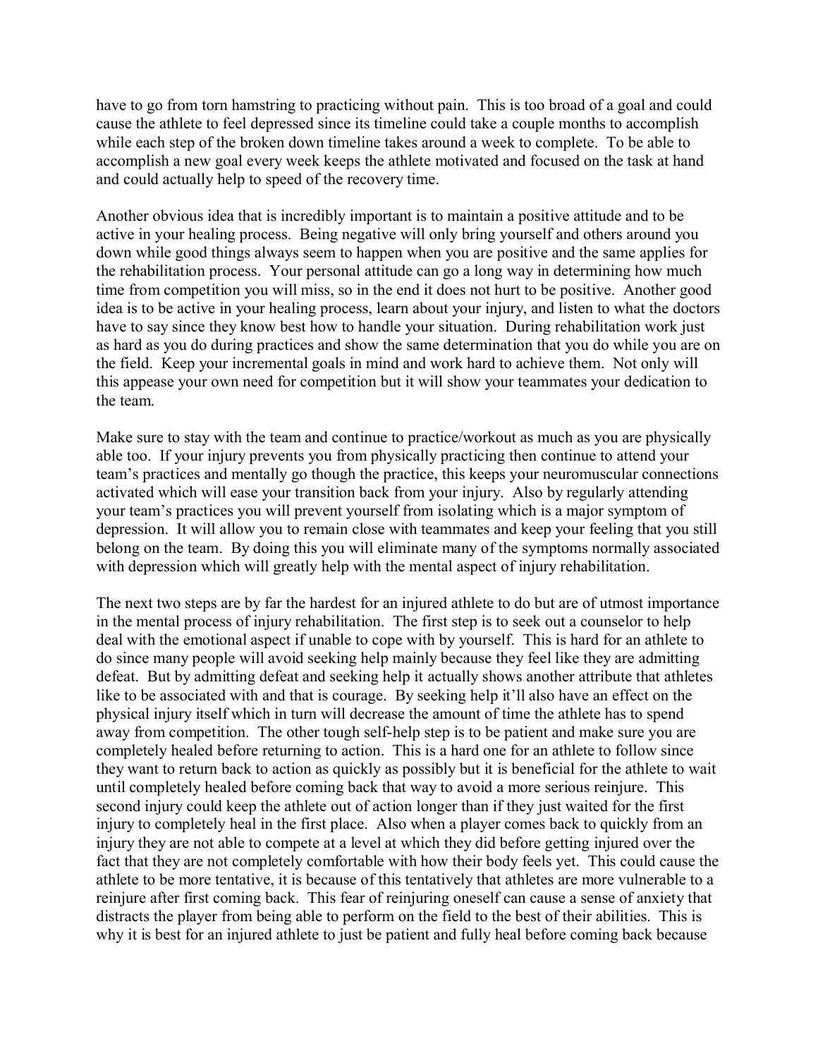have to go from torn hamstring to practicing without pain. This is too broad of a goal and could cause the athlete to feel depressed since its timeline could take a couple months to accomplish while each step of the broken down timeline takes around a week to complete. To be able to accomplish a new goal every week keeps the athlete motivated and focused on the task at hand and could actually help to speed of the recovery time.

Another obvious idea that is incredibly important is to maintain a positive attitude and to be active in your healing process. Being negative will only bring yourself and others around you down while good things always seem to happen when you are positive and the same applies for the rehabilitation process. Your personal attitude can go a long way in determining how much time from competition you will miss, so in the end it does not hurt to be positive. Another good idea is to be active in your healing process, learn about your injury, and listen to what the doctors have to say since they know best how to handle your situation. During rehabilitation work just as hard as you do during practices and show the same determination that you do while you are on the field. Keep your incremental goals in mind and work hard to achieve them. Not only will this appease your own need for competition but it will show your teammates your dedication to the team.

Make sure to stay with the team and continue to practice/workout as much as you are physically able too. If your injury prevents you from physically practicing then continue to attend your team's practices and mentally go though the practice, this keeps your neuromuscular connections activated which will ease your transition back from your injury. Also by regularly attending your team's practices you will prevent yourself from isolating which is a major symptom of depression. It will allow you to remain close with teammates and keep your feeling that you still belong on the team. By doing this you will eliminate many of the symptoms normally associated with depression which will greatly help with the mental aspect of injury rehabilitation.

The next two steps are by far the hardest for an injured athlete to do but are of utmost importance in the mental process of injury rehabilitation. The first step is to seek out a counselor to help deal with the emotional aspect if unable to cope with by yourself. This is hard for an athlete to do since many people will avoid seeking help mainly because they feel like they are admitting defeat. But by admitting defeat and seeking help it actually shows another attribute that athletes like to be associated with and that is courage. By seeking help it'll also have an effect on the physical injury itself which in turn will decrease the amount of time the athlete has to spend away from competition. The other tough self-help step is to be patient and make sure you are completely healed before returning to action. This is a hard one for an athlete to follow since they want to return back to action as quickly as possibly but it is beneficial for the athlete to wait until completely healed before coming back that way to avoid a more serious reinjure. This second injury could keep the athlete out of action longer than if they just waited for the first injury to completely heal in the first place. Also when a player comes back to quickly from an injury they are not able to compete at a level at which they did before getting injured over the fact that they are not completely comfortable with how their body feels yet. This could cause the athlete to be more tentative, it is because of this tentatively that athletes are more vulnerable to a reinjure after first coming back. This fear of reinjuring oneself can cause a sense of anxiety that distracts the player from being able to perform on the field to the best of their abilities. This is why it is best for an injured athlete to just be patient and fully heal before coming back because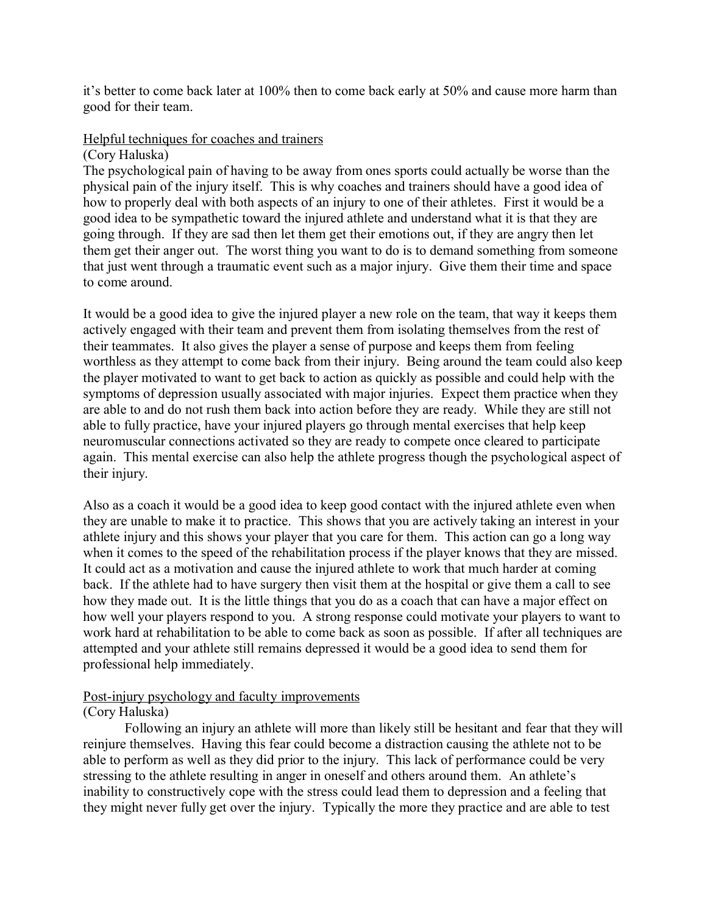it's better to come back later at 100% then to come back early at 50% and cause more harm than good for their team.

<u>Helpful techniques for coaches and trainers</u>

(Cory Haluska)

The psychological pain of having to be away from ones sports could actually be worse than the physical pain of the injury itself. This is why coaches and trainers should have a good idea of how to properly deal with both aspects of an injury to one of their athletes. First it would be a good idea to be sympathetic toward the injured athlete and understand what it is that they are going through. If they are sad then let them get their emotions out, if they are angry then let them get their anger out. The worst thing you want to do is to demand something from someone that just went through a traumatic event such as a major injury. Give them their time and space to come around.

It would be a good idea to give the injured player a new role on the team, that way it keeps them actively engaged with their team and prevent them from isolating themselves from the rest of their teammates. It also gives the player a sense of purpose and keeps them from feeling worthless as they attempt to come back from their injury. Being around the team could also keep the player motivated to want to get back to action as quickly as possible and could help with the symptoms of depression usually associated with major injuries. Expect them practice when they are able to and do not rush them back into action before they are ready. While they are still not able to fully practice, have your injured players go through mental exercises that help keep neuromuscular connections activated so they are ready to compete once cleared to participate again. This mental exercise can also help the athlete progress though the psychological aspect of their injury.

Also as a coach it would be a good idea to keep good contact with the injured athlete even when they are unable to make it to practice. This shows that you are actively taking an interest in your athlete injury and this shows your player that you care for them. This action can go a long way when it comes to the speed of the rehabilitation process if the player knows that they are missed. It could act as a motivation and cause the injured athlete to work that much harder at coming back. If the athlete had to have surgery then visit them at the hospital or give them a call to see how they made out. It is the little things that you do as a coach that can have a major effect on how well your players respond to you. A strong response could motivate your players to want to work hard at rehabilitation to be able to come back as soon as possible. If after all techniques are attempted and your athlete still remains depressed it would be a good idea to send them for professional help immediately.

<u>Post-injury psychology and faculty improvements</u>

(Cory Haluska)

Following an injury an athlete will more than likely still be hesitant and fear that they will reinjure themselves. Having this fear could become a distraction causing the athlete not to be able to perform as well as they did prior to the injury. This lack of performance could be very stressing to the athlete resulting in anger in oneself and others around them. An athlete's inability to constructively cope with the stress could lead them to depression and a feeling that they might never fully get over the injury. Typically the more they practice and are able to test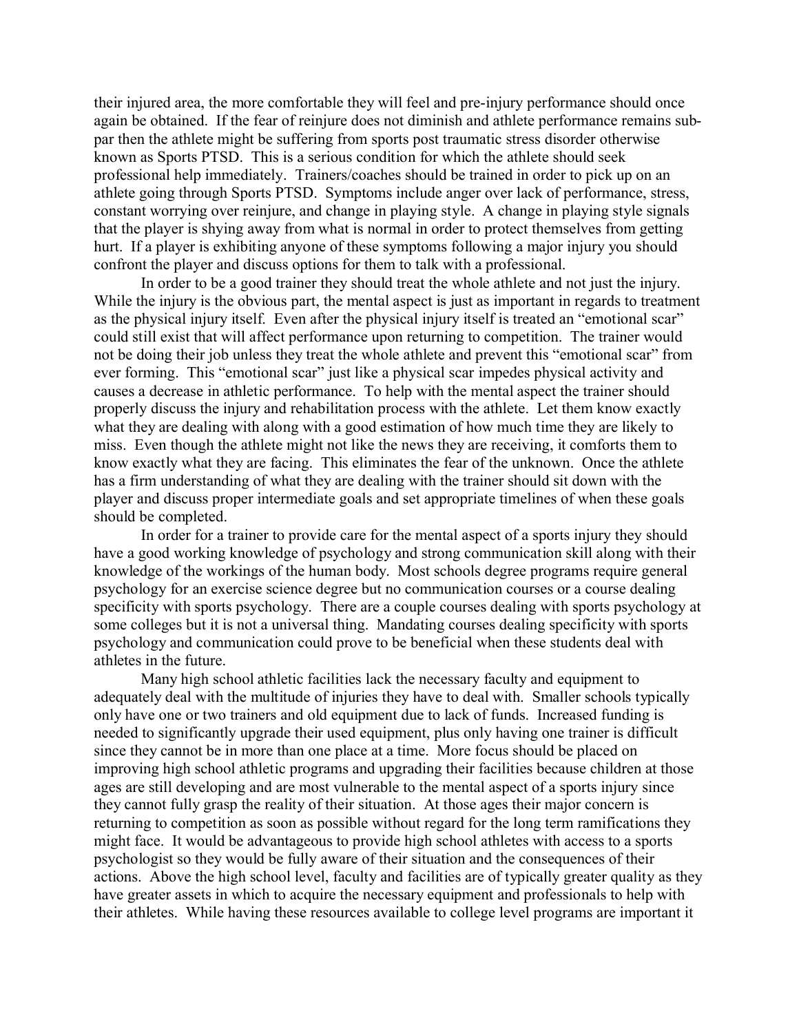their injured area, the more comfortable they will feel and pre-injury performance should once again be obtained. If the fear of reinjure does not diminish and athlete performance remains sub-par then the athlete might be suffering from sports post traumatic stress disorder otherwise known as Sports PTSD. This is a serious condition for which the athlete should seek professional help immediately. Trainers/coaches should be trained in order to pick up on an athlete going through Sports PTSD. Symptoms include anger over lack of performance, stress, constant worrying over reinjure, and change in playing style. A change in playing style signals that the player is shying away from what is normal in order to protect themselves from getting hurt. If a player is exhibiting anyone of these symptoms following a major injury you should confront the player and discuss options for them to talk with a professional.

In order to be a good trainer they should treat the whole athlete and not just the injury. While the injury is the obvious part, the mental aspect is just as important in regards to treatment as the physical injury itself. Even after the physical injury itself is treated an "emotional scar" could still exist that will affect performance upon returning to competition. The trainer would not be doing their job unless they treat the whole athlete and prevent this "emotional scar" from ever forming. This "emotional scar" just like a physical scar impedes physical activity and causes a decrease in athletic performance. To help with the mental aspect the trainer should properly discuss the injury and rehabilitation process with the athlete. Let them know exactly what they are dealing with along with a good estimation of how much time they are likely to miss. Even though the athlete might not like the news they are receiving, it comforts them to know exactly what they are facing. This eliminates the fear of the unknown. Once the athlete has a firm understanding of what they are dealing with the trainer should sit down with the player and discuss proper intermediate goals and set appropriate timelines of when these goals should be completed.

In order for a trainer to provide care for the mental aspect of a sports injury they should have a good working knowledge of psychology and strong communication skill along with their knowledge of the workings of the human body. Most schools degree programs require general psychology for an exercise science degree but no communication courses or a course dealing specificity with sports psychology. There are a couple courses dealing with sports psychology at some colleges but it is not a universal thing. Mandating courses dealing specificity with sports psychology and communication could prove to be beneficial when these students deal with athletes in the future.

Many high school athletic facilities lack the necessary faculty and equipment to adequately deal with the multitude of injuries they have to deal with. Smaller schools typically only have one or two trainers and old equipment due to lack of funds. Increased funding is needed to significantly upgrade their used equipment, plus only having one trainer is difficult since they cannot be in more than one place at a time. More focus should be placed on improving high school athletic programs and upgrading their facilities because children at those ages are still developing and are most vulnerable to the mental aspect of a sports injury since they cannot fully grasp the reality of their situation. At those ages their major concern is returning to competition as soon as possible without regard for the long term ramifications they might face. It would be advantageous to provide high school athletes with access to a sports psychologist so they would be fully aware of their situation and the consequences of their actions. Above the high school level, faculty and facilities are of typically greater quality as they have greater assets in which to acquire the necessary equipment and professionals to help with their athletes. While having these resources available to college level programs are important it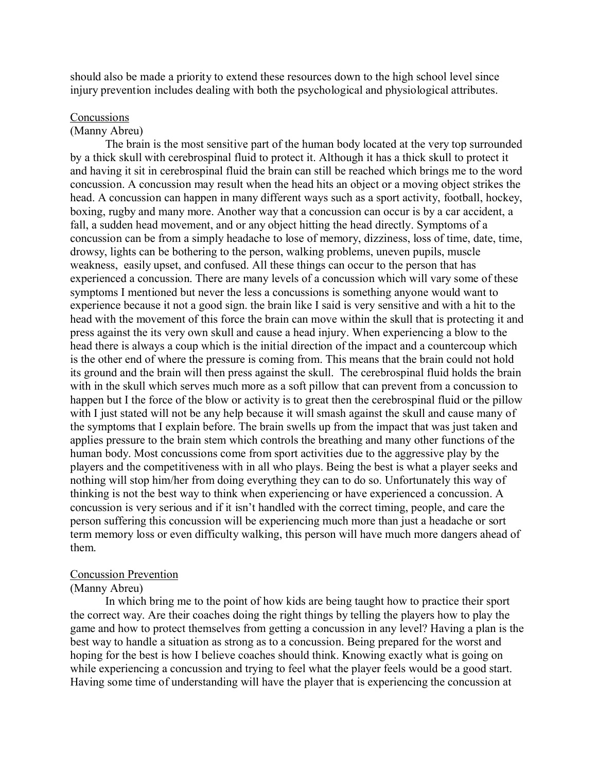should also be made a priority to extend these resources down to the high school level since injury prevention includes dealing with both the psychological and physiological attributes.

## Concussions

(Manny Abreu)

The brain is the most sensitive part of the human body located at the very top surrounded by a thick skull with cerebrospinal fluid to protect it. Although it has a thick skull to protect it and having it sit in cerebrospinal fluid the brain can still be reached which brings me to the word concussion. A concussion may result when the head hits an object or a moving object strikes the head. A concussion can happen in many different ways such as a sport activity, football, hockey, boxing, rugby and many more. Another way that a concussion can occur is by a car accident, a fall, a sudden head movement, and or any object hitting the head directly. Symptoms of a concussion can be from a simply headache to lose of memory, dizziness, loss of time, date, time, drowsy, lights can be bothering to the person, walking problems, uneven pupils, muscle weakness, easily upset, and confused. All these things can occur to the person that has experienced a concussion. There are many levels of a concussion which will vary some of these symptoms I mentioned but never the less a concussions is something anyone would want to experience because it not a good sign. the brain like I said is very sensitive and with a hit to the head with the movement of this force the brain can move within the skull that is protecting it and press against the its very own skull and cause a head injury. When experiencing a blow to the head there is always a coup which is the initial direction of the impact and a countercoup which is the other end of where the pressure is coming from. This means that the brain could not hold its ground and the brain will then press against the skull. The cerebrospinal fluid holds the brain with in the skull which serves much more as a soft pillow that can prevent from a concussion to happen but I the force of the blow or activity is to great then the cerebrospinal fluid or the pillow with I just stated will not be any help because it will smash against the skull and cause many of the symptoms that I explain before. The brain swells up from the impact that was just taken and applies pressure to the brain stem which controls the breathing and many other functions of the human body. Most concussions come from sport activities due to the aggressive play by the players and the competitiveness with in all who plays. Being the best is what a player seeks and nothing will stop him/her from doing everything they can to do so. Unfortunately this way of thinking is not the best way to think when experiencing or have experienced a concussion. A concussion is very serious and if it isn't handled with the correct timing, people, and care the person suffering this concussion will be experiencing much more than just a headache or sort term memory loss or even difficulty walking, this person will have much more dangers ahead of them.

## Concussion Prevention

(Manny Abreu)

In which bring me to the point of how kids are being taught how to practice their sport the correct way. Are their coaches doing the right things by telling the players how to play the game and how to protect themselves from getting a concussion in any level? Having a plan is the best way to handle a situation as strong as to a concussion. Being prepared for the worst and hoping for the best is how I believe coaches should think. Knowing exactly what is going on while experiencing a concussion and trying to feel what the player feels would be a good start. Having some time of understanding will have the player that is experiencing the concussion at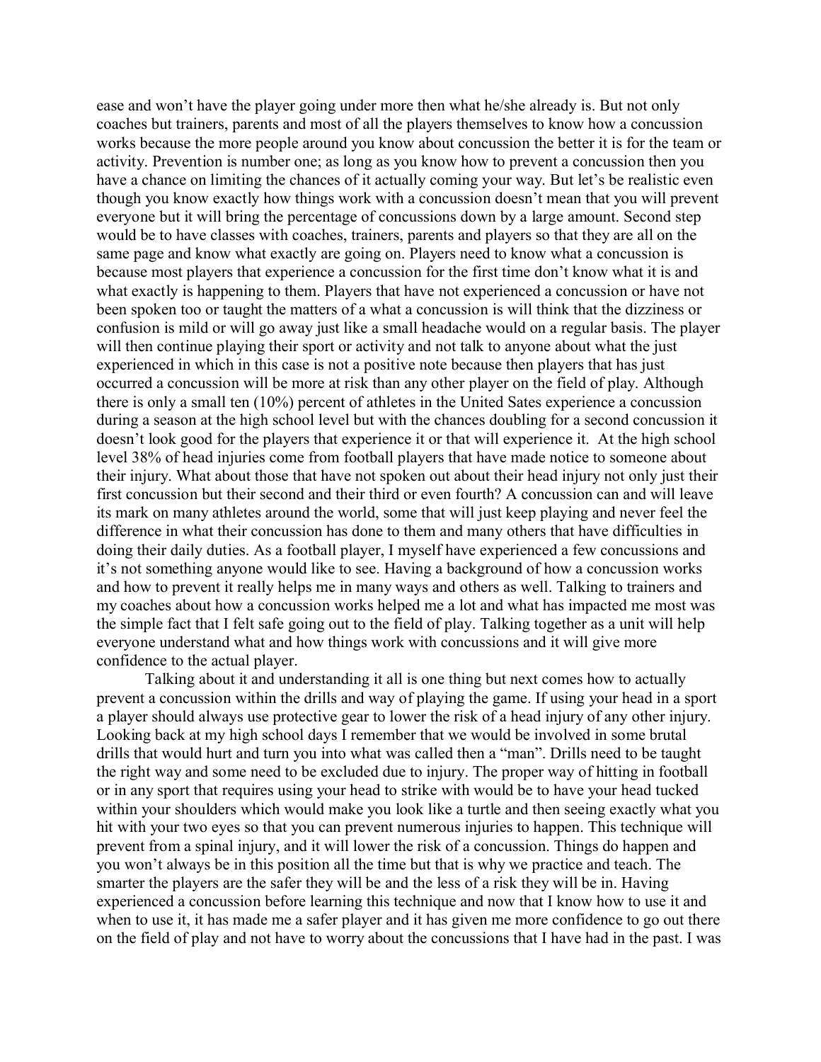ease and won't have the player going under more then what he/she already is. But not only coaches but trainers, parents and most of all the players themselves to know how a concussion works because the more people around you know about concussion the better it is for the team or activity. Prevention is number one; as long as you know how to prevent a concussion then you have a chance on limiting the chances of it actually coming your way. But let's be realistic even though you know exactly how things work with a concussion doesn't mean that you will prevent everyone but it will bring the percentage of concussions down by a large amount. Second step would be to have classes with coaches, trainers, parents and players so that they are all on the same page and know what exactly are going on. Players need to know what a concussion is because most players that experience a concussion for the first time don't know what it is and what exactly is happening to them. Players that have not experienced a concussion or have not been spoken too or taught the matters of a what a concussion is will think that the dizziness or confusion is mild or will go away just like a small headache would on a regular basis. The player will then continue playing their sport or activity and not talk to anyone about what the just experienced in which in this case is not a positive note because then players that has just occurred a concussion will be more at risk than any other player on the field of play. Although there is only a small ten (10%) percent of athletes in the United Sates experience a concussion during a season at the high school level but with the chances doubling for a second concussion it doesn't look good for the players that experience it or that will experience it. At the high school level 38% of head injuries come from football players that have made notice to someone about their injury. What about those that have not spoken out about their head injury not only just their first concussion but their second and their third or even fourth? A concussion can and will leave its mark on many athletes around the world, some that will just keep playing and never feel the difference in what their concussion has done to them and many others that have difficulties in doing their daily duties. As a football player, I myself have experienced a few concussions and it's not something anyone would like to see. Having a background of how a concussion works and how to prevent it really helps me in many ways and others as well. Talking to trainers and my coaches about how a concussion works helped me a lot and what has impacted me most was the simple fact that I felt safe going out to the field of play. Talking together as a unit will help everyone understand what and how things work with concussions and it will give more confidence to the actual player.

Talking about it and understanding it all is one thing but next comes how to actually prevent a concussion within the drills and way of playing the game. If using your head in a sport a player should always use protective gear to lower the risk of a head injury of any other injury. Looking back at my high school days I remember that we would be involved in some brutal drills that would hurt and turn you into what was called then a "man". Drills need to be taught the right way and some need to be excluded due to injury. The proper way of hitting in football or in any sport that requires using your head to strike with would be to have your head tucked within your shoulders which would make you look like a turtle and then seeing exactly what you hit with your two eyes so that you can prevent numerous injuries to happen. This technique will prevent from a spinal injury, and it will lower the risk of a concussion. Things do happen and you won't always be in this position all the time but that is why we practice and teach. The smarter the players are the safer they will be and the less of a risk they will be in. Having experienced a concussion before learning this technique and now that I know how to use it and when to use it, it has made me a safer player and it has given me more confidence to go out there on the field of play and not have to worry about the concussions that I have had in the past. I was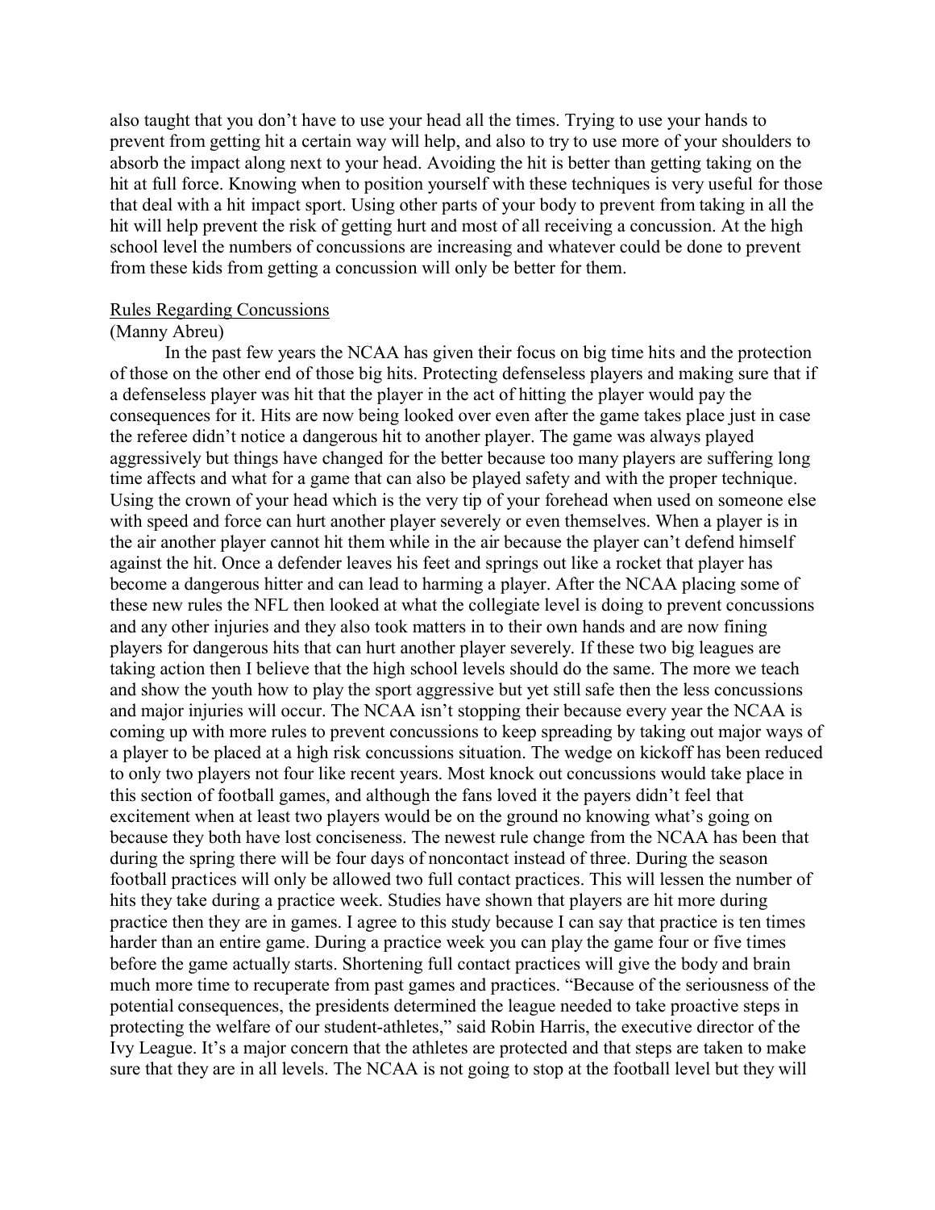also taught that you don't have to use your head all the times. Trying to use your hands to prevent from getting hit a certain way will help, and also to try to use more of your shoulders to absorb the impact along next to your head. Avoiding the hit is better than getting taking on the hit at full force. Knowing when to position yourself with these techniques is very useful for those that deal with a hit impact sport. Using other parts of your body to prevent from taking in all the hit will help prevent the risk of getting hurt and most of all receiving a concussion. At the high school level the numbers of concussions are increasing and whatever could be done to prevent from these kids from getting a concussion will only be better for them.

<u>Rules Regarding Concussions</u>

(Manny Abreu)

In the past few years the NCAA has given their focus on big time hits and the protection of those on the other end of those big hits. Protecting defenseless players and making sure that if a defenseless player was hit that the player in the act of hitting the player would pay the consequences for it. Hits are now being looked over even after the game takes place just in case the referee didn't notice a dangerous hit to another player. The game was always played aggressively but things have changed for the better because too many players are suffering long time affects and what for a game that can also be played safety and with the proper technique. Using the crown of your head which is the very tip of your forehead when used on someone else with speed and force can hurt another player severely or even themselves. When a player is in the air another player cannot hit them while in the air because the player can't defend himself against the hit. Once a defender leaves his feet and springs out like a rocket that player has become a dangerous hitter and can lead to harming a player. After the NCAA placing some of these new rules the NFL then looked at what the collegiate level is doing to prevent concussions and any other injuries and they also took matters in to their own hands and are now fining players for dangerous hits that can hurt another player severely. If these two big leagues are taking action then I believe that the high school levels should do the same. The more we teach and show the youth how to play the sport aggressive but yet still safe then the less concussions and major injuries will occur. The NCAA isn't stopping their because every year the NCAA is coming up with more rules to prevent concussions to keep spreading by taking out major ways of a player to be placed at a high risk concussions situation. The wedge on kickoff has been reduced to only two players not four like recent years. Most knock out concussions would take place in this section of football games, and although the fans loved it the payers didn't feel that excitement when at least two players would be on the ground no knowing what's going on because they both have lost conciseness. The newest rule change from the NCAA has been that during the spring there will be four days of noncontact instead of three. During the season football practices will only be allowed two full contact practices. This will lessen the number of hits they take during a practice week. Studies have shown that players are hit more during practice then they are in games. I agree to this study because I can say that practice is ten times harder than an entire game. During a practice week you can play the game four or five times before the game actually starts. Shortening full contact practices will give the body and brain much more time to recuperate from past games and practices. "Because of the seriousness of the potential consequences, the presidents determined the league needed to take proactive steps in protecting the welfare of our student-athletes," said Robin Harris, the executive director of the Ivy League. It's a major concern that the athletes are protected and that steps are taken to make sure that they are in all levels. The NCAA is not going to stop at the football level but they will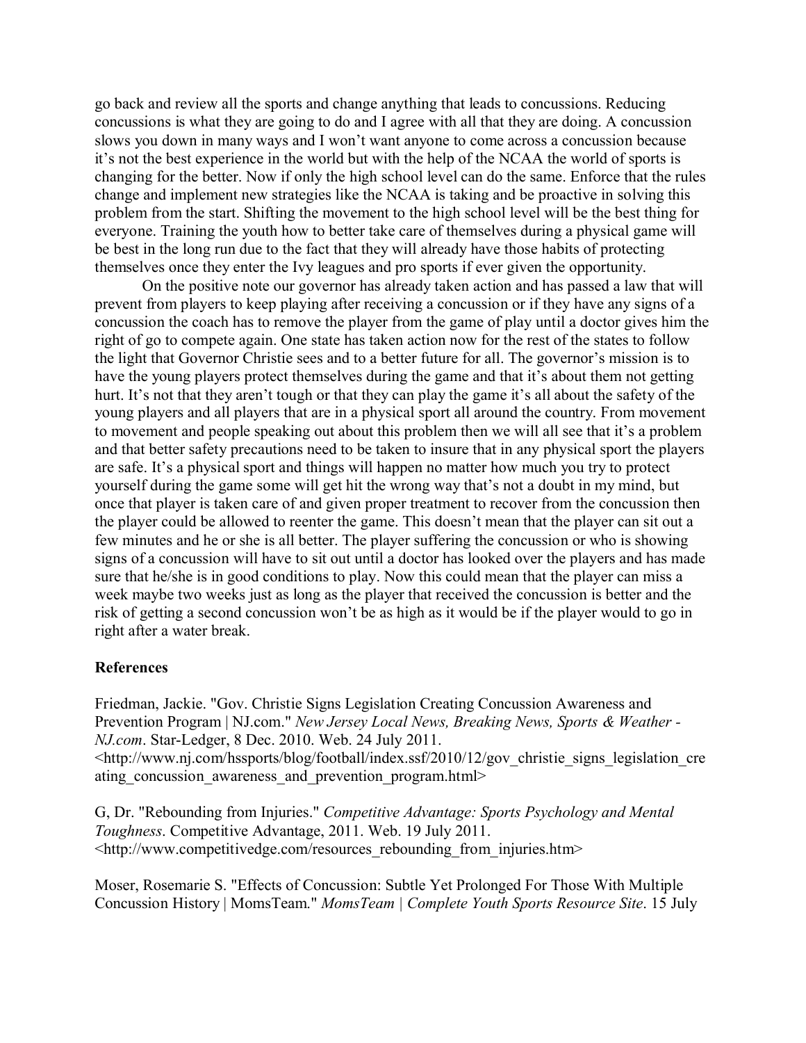go back and review all the sports and change anything that leads to concussions. Reducing concussions is what they are going to do and I agree with all that they are doing. A concussion slows you down in many ways and I won't want anyone to come across a concussion because it's not the best experience in the world but with the help of the NCAA the world of sports is changing for the better. Now if only the high school level can do the same. Enforce that the rules change and implement new strategies like the NCAA is taking and be proactive in solving this problem from the start. Shifting the movement to the high school level will be the best thing for everyone. Training the youth how to better take care of themselves during a physical game will be best in the long run due to the fact that they will already have those habits of protecting themselves once they enter the Ivy leagues and pro sports if ever given the opportunity.

On the positive note our governor has already taken action and has passed a law that will prevent from players to keep playing after receiving a concussion or if they have any signs of a concussion the coach has to remove the player from the game of play until a doctor gives him the right of go to compete again. One state has taken action now for the rest of the states to follow the light that Governor Christie sees and to a better future for all. The governor's mission is to have the young players protect themselves during the game and that it's about them not getting hurt. It's not that they aren't tough or that they can play the game it's all about the safety of the young players and all players that are in a physical sport all around the country. From movement to movement and people speaking out about this problem then we will all see that it's a problem and that better safety precautions need to be taken to insure that in any physical sport the players are safe. It's a physical sport and things will happen no matter how much you try to protect yourself during the game some will get hit the wrong way that's not a doubt in my mind, but once that player is taken care of and given proper treatment to recover from the concussion then the player could be allowed to reenter the game. This doesn't mean that the player can sit out a few minutes and he or she is all better. The player suffering the concussion or who is showing signs of a concussion will have to sit out until a doctor has looked over the players and has made sure that he/she is in good conditions to play. Now this could mean that the player can miss a week maybe two weeks just as long as the player that received the concussion is better and the risk of getting a second concussion won't be as high as it would be if the player would to go in right after a water break.

**References**

Friedman, Jackie. "Gov. Christie Signs Legislation Creating Concussion Awareness and Prevention Program | NJ.com." *New Jersey Local News, Breaking News, Sports & Weather - NJ.com*. Star-Ledger, 8 Dec. 2010. Web. 24 July 2011. <http://www.nj.com/hssports/blog/football/index.ssf/2010/12/gov_christie_signs_legislation_creating_concussion_awareness_and_prevention_program.html>

G, Dr. "Rebounding from Injuries." *Competitive Advantage: Sports Psychology and Mental Toughness*. Competitive Advantage, 2011. Web. 19 July 2011. <http://www.competitivedge.com/resources_rebounding_from_injuries.htm>

Moser, Rosemarie S. "Effects of Concussion: Subtle Yet Prolonged For Those With Multiple Concussion History | MomsTeam." *MomsTeam | Complete Youth Sports Resource Site*. 15 July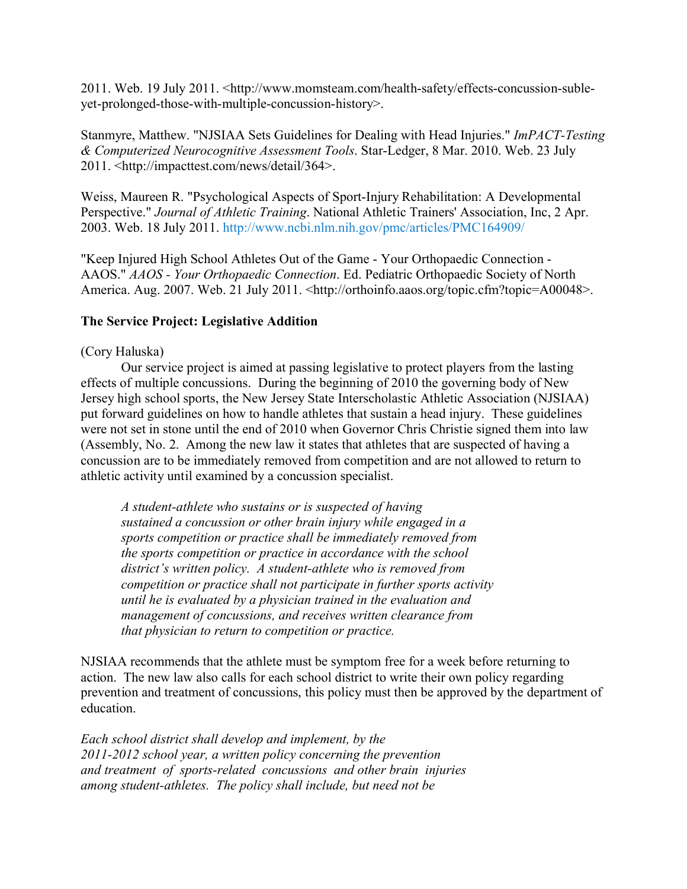2011. Web. 19 July 2011. <http://www.momsteam.com/health-safety/effects-concussion-suble-yet-prolonged-those-with-multiple-concussion-history>.

Stanmyre, Matthew. "NJSIAA Sets Guidelines for Dealing with Head Injuries." *ImPACT-Testing & Computerized Neurocognitive Assessment Tools*. Star-Ledger, 8 Mar. 2010. Web. 23 July 2011. <http://impacttest.com/news/detail/364>.

Weiss, Maureen R. "Psychological Aspects of Sport-Injury Rehabilitation: A Developmental Perspective." *Journal of Athletic Training*. National Athletic Trainers' Association, Inc, 2 Apr. 2003. Web. 18 July 2011. http://www.ncbi.nlm.nih.gov/pmc/articles/PMC164909/

"Keep Injured High School Athletes Out of the Game - Your Orthopaedic Connection - AAOS." *AAOS - Your Orthopaedic Connection*. Ed. Pediatric Orthopaedic Society of North America. Aug. 2007. Web. 21 July 2011. <http://orthoinfo.aaos.org/topic.cfm?topic=A00048>.

**The Service Project: Legislative Addition**

(Cory Haluska)

Our service project is aimed at passing legislative to protect players from the lasting effects of multiple concussions. During the beginning of 2010 the governing body of New Jersey high school sports, the New Jersey State Interscholastic Athletic Association (NJSIAA) put forward guidelines on how to handle athletes that sustain a head injury. These guidelines were not set in stone until the end of 2010 when Governor Chris Christie signed them into law (Assembly, No. 2. Among the new law it states that athletes that are suspected of having a concussion are to be immediately removed from competition and are not allowed to return to athletic activity until examined by a concussion specialist.

> *A student-athlete who sustains or is suspected of having sustained a concussion or other brain injury while engaged in a sports competition or practice shall be immediately removed from the sports competition or practice in accordance with the school district's written policy. A student-athlete who is removed from competition or practice shall not participate in further sports activity until he is evaluated by a physician trained in the evaluation and management of concussions, and receives written clearance from that physician to return to competition or practice.*

NJSIAA recommends that the athlete must be symptom free for a week before returning to action. The new law also calls for each school district to write their own policy regarding prevention and treatment of concussions, this policy must then be approved by the department of education.

*Each school district shall develop and implement, by the 2011-2012 school year, a written policy concerning the prevention and treatment of sports-related concussions and other brain injuries among student-athletes. The policy shall include, but need not be*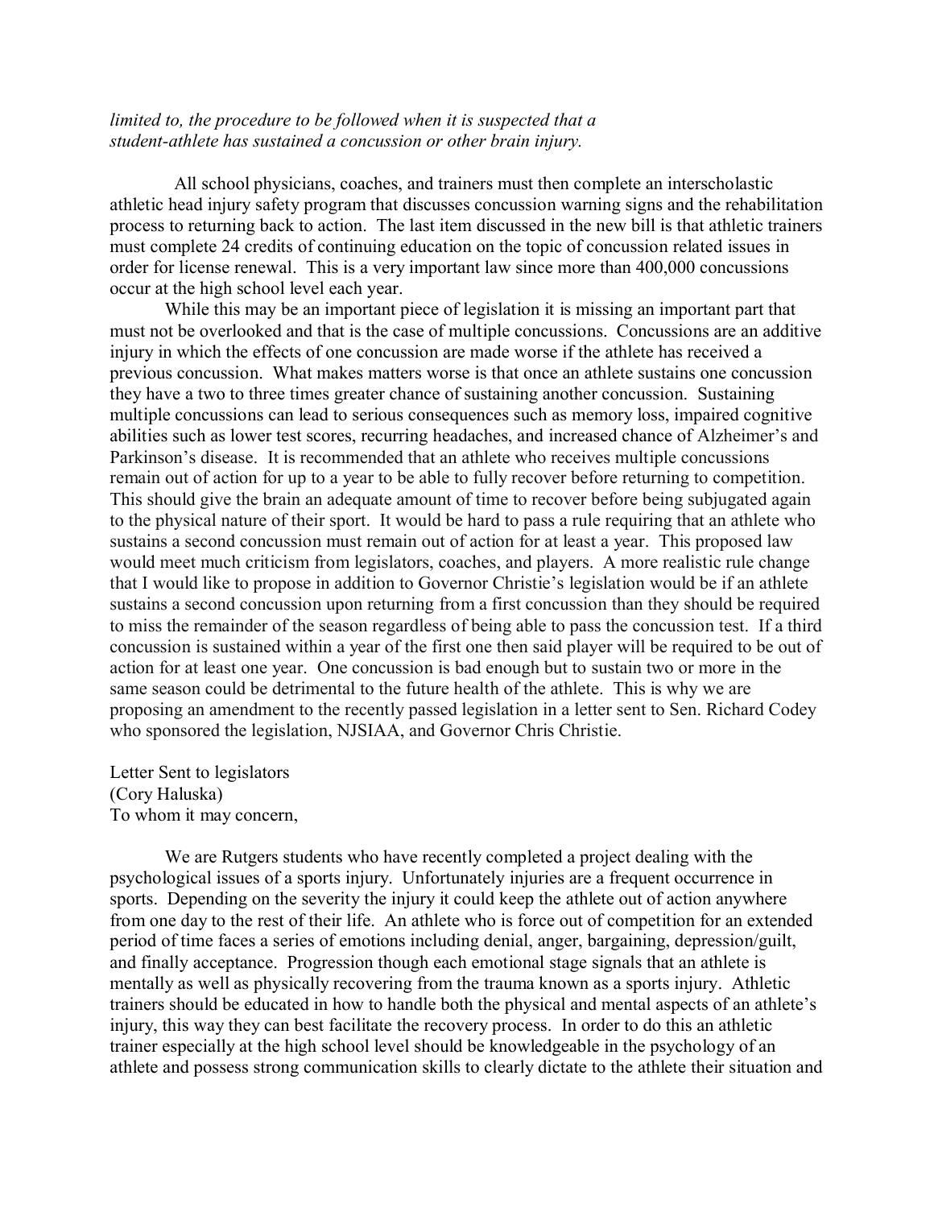*limited to, the procedure to be followed when it is suspected that a student-athlete has sustained a concussion or other brain injury.*

All school physicians, coaches, and trainers must then complete an interscholastic athletic head injury safety program that discusses concussion warning signs and the rehabilitation process to returning back to action. The last item discussed in the new bill is that athletic trainers must complete 24 credits of continuing education on the topic of concussion related issues in order for license renewal. This is a very important law since more than 400,000 concussions occur at the high school level each year.

While this may be an important piece of legislation it is missing an important part that must not be overlooked and that is the case of multiple concussions. Concussions are an additive injury in which the effects of one concussion are made worse if the athlete has received a previous concussion. What makes matters worse is that once an athlete sustains one concussion they have a two to three times greater chance of sustaining another concussion. Sustaining multiple concussions can lead to serious consequences such as memory loss, impaired cognitive abilities such as lower test scores, recurring headaches, and increased chance of Alzheimer's and Parkinson's disease. It is recommended that an athlete who receives multiple concussions remain out of action for up to a year to be able to fully recover before returning to competition. This should give the brain an adequate amount of time to recover before being subjugated again to the physical nature of their sport. It would be hard to pass a rule requiring that an athlete who sustains a second concussion must remain out of action for at least a year. This proposed law would meet much criticism from legislators, coaches, and players. A more realistic rule change that I would like to propose in addition to Governor Christie's legislation would be if an athlete sustains a second concussion upon returning from a first concussion than they should be required to miss the remainder of the season regardless of being able to pass the concussion test. If a third concussion is sustained within a year of the first one then said player will be required to be out of action for at least one year. One concussion is bad enough but to sustain two or more in the same season could be detrimental to the future health of the athlete. This is why we are proposing an amendment to the recently passed legislation in a letter sent to Sen. Richard Codey who sponsored the legislation, NJSIAA, and Governor Chris Christie.

Letter Sent to legislators
(Cory Haluska)
To whom it may concern,

We are Rutgers students who have recently completed a project dealing with the psychological issues of a sports injury. Unfortunately injuries are a frequent occurrence in sports. Depending on the severity the injury it could keep the athlete out of action anywhere from one day to the rest of their life. An athlete who is force out of competition for an extended period of time faces a series of emotions including denial, anger, bargaining, depression/guilt, and finally acceptance. Progression though each emotional stage signals that an athlete is mentally as well as physically recovering from the trauma known as a sports injury. Athletic trainers should be educated in how to handle both the physical and mental aspects of an athlete's injury, this way they can best facilitate the recovery process. In order to do this an athletic trainer especially at the high school level should be knowledgeable in the psychology of an athlete and possess strong communication skills to clearly dictate to the athlete their situation and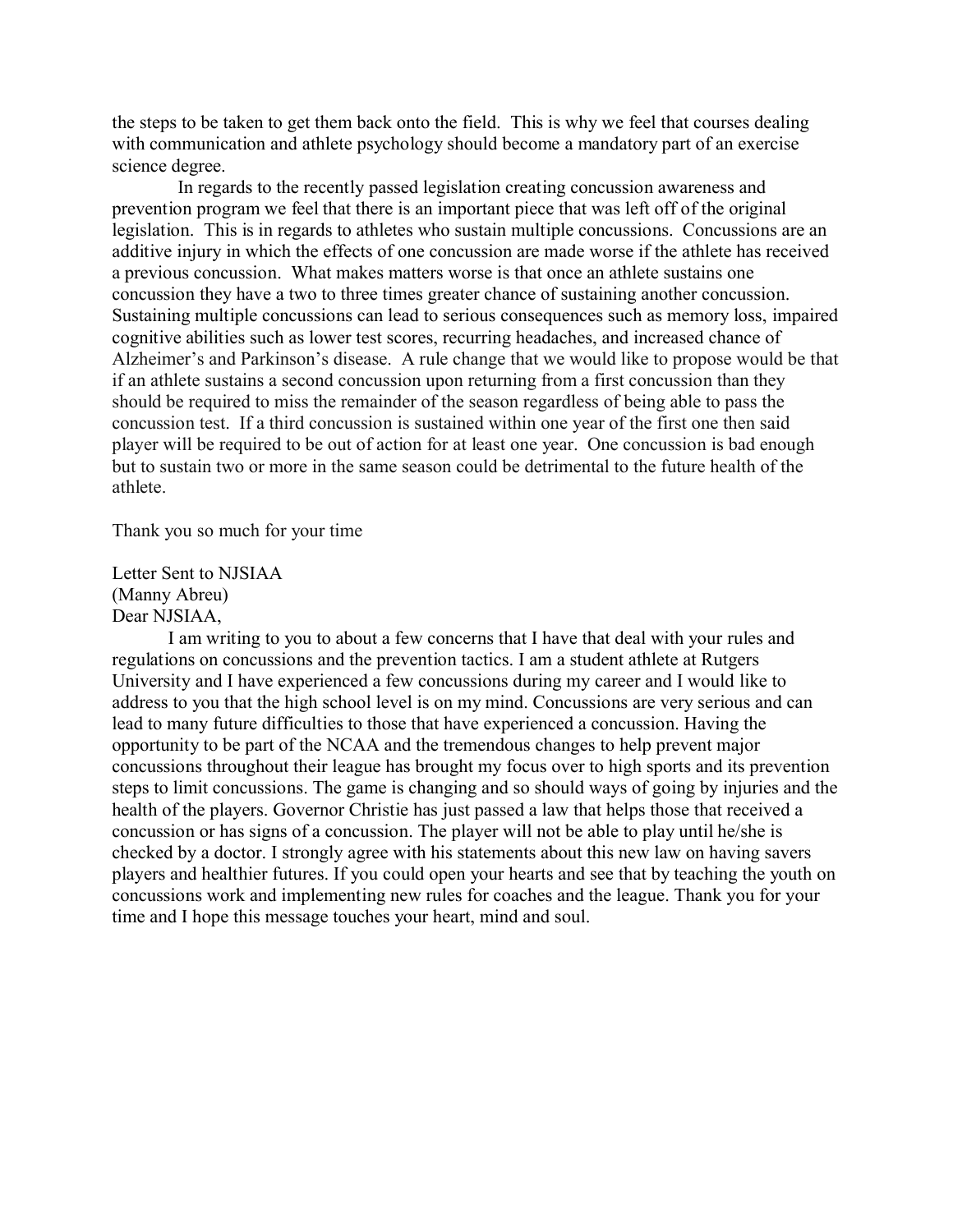the steps to be taken to get them back onto the field. This is why we feel that courses dealing with communication and athlete psychology should become a mandatory part of an exercise science degree.

In regards to the recently passed legislation creating concussion awareness and prevention program we feel that there is an important piece that was left off of the original legislation. This is in regards to athletes who sustain multiple concussions. Concussions are an additive injury in which the effects of one concussion are made worse if the athlete has received a previous concussion. What makes matters worse is that once an athlete sustains one concussion they have a two to three times greater chance of sustaining another concussion. Sustaining multiple concussions can lead to serious consequences such as memory loss, impaired cognitive abilities such as lower test scores, recurring headaches, and increased chance of Alzheimer's and Parkinson's disease. A rule change that we would like to propose would be that if an athlete sustains a second concussion upon returning from a first concussion than they should be required to miss the remainder of the season regardless of being able to pass the concussion test. If a third concussion is sustained within one year of the first one then said player will be required to be out of action for at least one year. One concussion is bad enough but to sustain two or more in the same season could be detrimental to the future health of the athlete.

Thank you so much for your time

Letter Sent to NJSIAA
(Manny Abreu)
Dear NJSIAA,

I am writing to you to about a few concerns that I have that deal with your rules and regulations on concussions and the prevention tactics. I am a student athlete at Rutgers University and I have experienced a few concussions during my career and I would like to address to you that the high school level is on my mind. Concussions are very serious and can lead to many future difficulties to those that have experienced a concussion. Having the opportunity to be part of the NCAA and the tremendous changes to help prevent major concussions throughout their league has brought my focus over to high sports and its prevention steps to limit concussions. The game is changing and so should ways of going by injuries and the health of the players. Governor Christie has just passed a law that helps those that received a concussion or has signs of a concussion. The player will not be able to play until he/she is checked by a doctor. I strongly agree with his statements about this new law on having savers players and healthier futures. If you could open your hearts and see that by teaching the youth on concussions work and implementing new rules for coaches and the league. Thank you for your time and I hope this message touches your heart, mind and soul.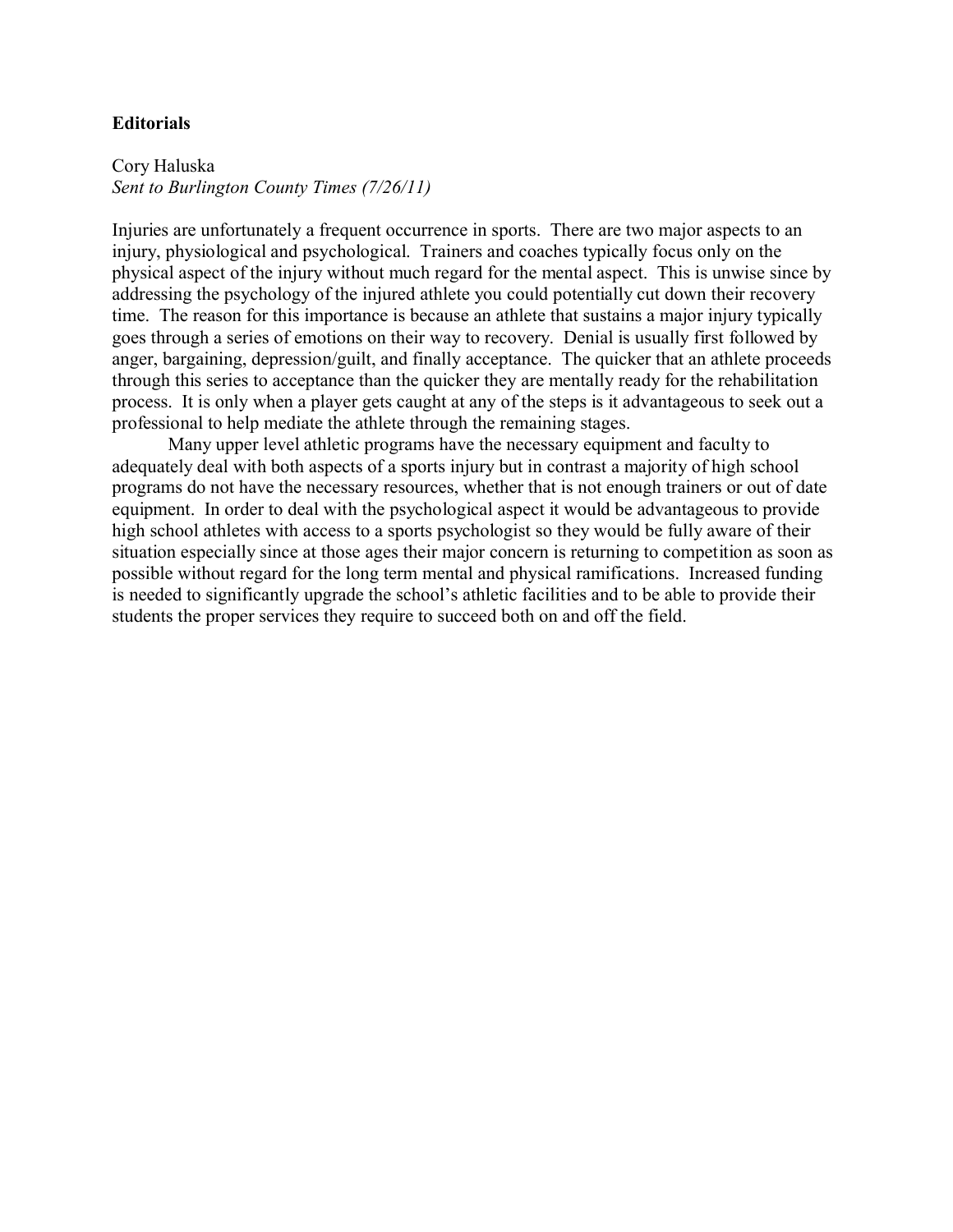**Editorials**

Cory Haluska
*Sent to Burlington County Times (7/26/11)*

Injuries are unfortunately a frequent occurrence in sports. There are two major aspects to an injury, physiological and psychological. Trainers and coaches typically focus only on the physical aspect of the injury without much regard for the mental aspect. This is unwise since by addressing the psychology of the injured athlete you could potentially cut down their recovery time. The reason for this importance is because an athlete that sustains a major injury typically goes through a series of emotions on their way to recovery. Denial is usually first followed by anger, bargaining, depression/guilt, and finally acceptance. The quicker that an athlete proceeds through this series to acceptance than the quicker they are mentally ready for the rehabilitation process. It is only when a player gets caught at any of the steps is it advantageous to seek out a professional to help mediate the athlete through the remaining stages.

Many upper level athletic programs have the necessary equipment and faculty to adequately deal with both aspects of a sports injury but in contrast a majority of high school programs do not have the necessary resources, whether that is not enough trainers or out of date equipment. In order to deal with the psychological aspect it would be advantageous to provide high school athletes with access to a sports psychologist so they would be fully aware of their situation especially since at those ages their major concern is returning to competition as soon as possible without regard for the long term mental and physical ramifications. Increased funding is needed to significantly upgrade the school's athletic facilities and to be able to provide their students the proper services they require to succeed both on and off the field.